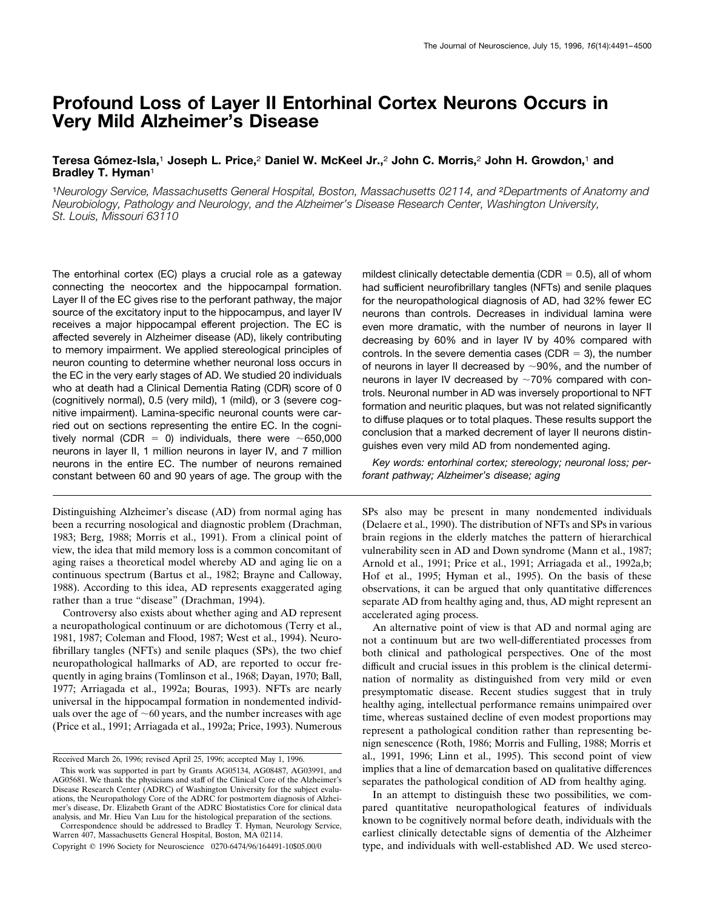# Profound Loss of Layer II Entorhinal Cortex Neurons Occurs in Very Mild Alzheimer's Disease

**Teresa Gómez-Isla,[1] Joseph L. Price,[2] Daniel W. McKeel Jr.,[2] John C. Morris,[2] John H. Growdon,[1] and Bradley T. Hyman[1]**

[1]Neurology Service, Massachusetts General Hospital, Boston, Massachusetts 02114, and [2]Departments of Anatomy and Neurobiology, Pathology and Neurology, and the Alzheimer's Disease Research Center, Washington University, St. Louis, Missouri 63110

The entorhinal cortex (EC) plays a crucial role as a gateway connecting the neocortex and the hippocampal formation. Layer II of the EC gives rise to the perforant pathway, the major source of the excitatory input to the hippocampus, and layer IV receives a major hippocampal efferent projection. The EC is affected severely in Alzheimer disease (AD), likely contributing to memory impairment. We applied stereological principles of neuron counting to determine whether neuronal loss occurs in the EC in the very early stages of AD. We studied 20 individuals who at death had a Clinical Dementia Rating (CDR) score of 0 (cognitively normal), 0.5 (very mild), 1 (mild), or 3 (severe cognitive impairment). Lamina-specific neuronal counts were carried out on sections representing the entire EC. In the cognitively normal (CDR = 0) individuals, there were ~650,000 neurons in layer II, 1 million neurons in layer IV, and 7 million neurons in the entire EC. The number of neurons remained constant between 60 and 90 years of age. The group with the mildest clinically detectable dementia (CDR = 0.5), all of whom had sufficient neurofibrillary tangles (NFTs) and senile plaques for the neuropathological diagnosis of AD, had 32% fewer EC neurons than controls. Decreases in individual lamina were even more dramatic, with the number of neurons in layer II decreasing by 60% and in layer IV by 40% compared with controls. In the severe dementia cases (CDR = 3), the number of neurons in layer II decreased by ~90%, and the number of neurons in layer IV decreased by ~70% compared with controls. Neuronal number in AD was inversely proportional to NFT formation and neuritic plaques, but was not related significantly to diffuse plaques or to total plaques. These results support the conclusion that a marked decrement of layer II neurons distinguishes even very mild AD from nondemented aging.

*Key words: entorhinal cortex; stereology; neuronal loss; perforant pathway; Alzheimer's disease; aging*

Distinguishing Alzheimer's disease (AD) from normal aging has been a recurring nosological and diagnostic problem (Drachman, 1983; Berg, 1988; Morris et al., 1991). From a clinical point of view, the idea that mild memory loss is a common concomitant of aging raises a theoretical model whereby AD and aging lie on a continuous spectrum (Bartus et al., 1982; Brayne and Calloway, 1988). According to this idea, AD represents exaggerated aging rather than a true "disease" (Drachman, 1994).

Controversy also exists about whether aging and AD represent a neuropathological continuum or are dichotomous (Terry et al., 1981, 1987; Coleman and Flood, 1987; West et al., 1994). Neurofibrillary tangles (NFTs) and senile plaques (SPs), the two chief neuropathological hallmarks of AD, are reported to occur frequently in aging brains (Tomlinson et al., 1968; Dayan, 1970; Ball, 1977; Arriagada et al., 1992a; Bouras, 1993). NFTs are nearly universal in the hippocampal formation in nondemented individuals over the age of ~60 years, and the number increases with age (Price et al., 1991; Arriagada et al., 1992a; Price, 1993). Numerous SPs also may be present in many nondemented individuals (Delaere et al., 1990). The distribution of NFTs and SPs in various brain regions in the elderly matches the pattern of hierarchical vulnerability seen in AD and Down syndrome (Mann et al., 1987; Arnold et al., 1991; Price et al., 1991; Arriagada et al., 1992a,b; Hof et al., 1995; Hyman et al., 1995). On the basis of these observations, it can be argued that only quantitative differences separate AD from healthy aging and, thus, AD might represent an accelerated aging process.

An alternative point of view is that AD and normal aging are not a continuum but are two well-differentiated processes from both clinical and pathological perspectives. One of the most difficult and crucial issues in this problem is the clinical determination of normality as distinguished from very mild or even presymptomatic disease. Recent studies suggest that in truly healthy aging, intellectual performance remains unimpaired over time, whereas sustained decline of even modest proportions may represent a pathological condition rather than representing benign senescence (Roth, 1986; Morris and Fulling, 1988; Morris et al., 1991, 1996; Linn et al., 1995). This second point of view implies that a line of demarcation based on qualitative differences separates the pathological condition of AD from healthy aging.

In an attempt to distinguish these two possibilities, we compared quantitative neuropathological features of individuals known to be cognitively normal before death, individuals with the earliest clinically detectable signs of dementia of the Alzheimer type, and individuals with well-established AD. We used stereo-

Received March 26, 1996; revised April 25, 1996; accepted May 1, 1996.

This work was supported in part by Grants AG05134, AG08487, AG03991, and AG05681. We thank the physicians and staff of the Clinical Core of the Alzheimer's Disease Research Center (ADRC) of Washington University for the subject evaluations, the Neuropathology Core of the ADRC for postmortem diagnosis of Alzheimer's disease, Dr. Elizabeth Grant of the ADRC Biostatistics Core for clinical data analysis, and Mr. Hieu Van Luu for the histological preparation of the sections.

Correspondence should be addressed to Bradley T. Hyman, Neurology Service, Warren 407, Massachusetts General Hospital, Boston, MA 02114.

Copyright © 1996 Society for Neuroscience 0270-6474/96/164491-10$05.00/0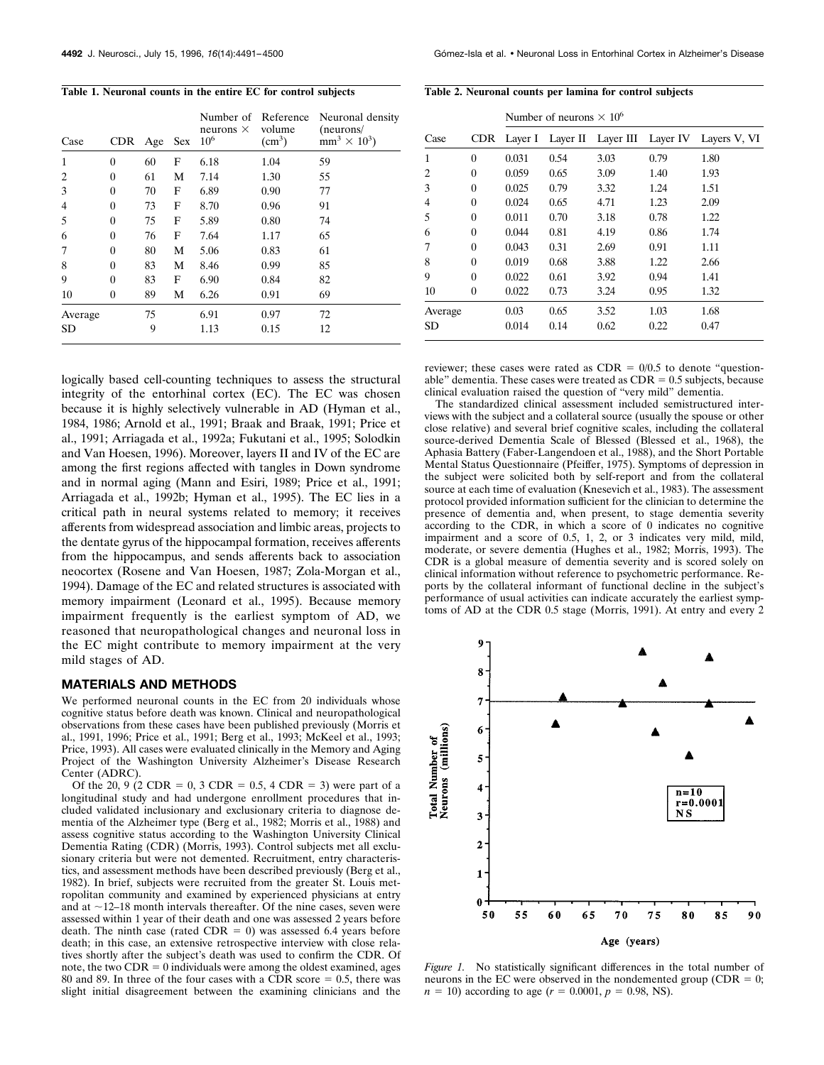**Table 1. Neuronal counts in the entire EC for control subjects**

| Case | CDR | Age | Sex | Number of neurons × $10^6$ | Reference volume ($cm^3$) | Neuronal density (neurons/ $mm^3 \times 10^3$) |
|---|---|---|---|---|---|---|
| 1 | 0 | 60 | F | 6.18 | 1.04 | 59 |
| 2 | 0 | 61 | M | 7.14 | 1.30 | 55 |
| 3 | 0 | 70 | F | 6.89 | 0.90 | 77 |
| 4 | 0 | 73 | F | 8.70 | 0.96 | 91 |
| 5 | 0 | 75 | F | 5.89 | 0.80 | 74 |
| 6 | 0 | 76 | F | 7.64 | 1.17 | 65 |
| 7 | 0 | 80 | M | 5.06 | 0.83 | 61 |
| 8 | 0 | 83 | M | 8.46 | 0.99 | 85 |
| 9 | 0 | 83 | F | 6.90 | 0.84 | 82 |
| 10 | 0 | 89 | M | 6.26 | 0.91 | 69 |
| Average | | 75 | | 6.91 | 0.97 | 72 |
| SD | | 9 | | 1.13 | 0.15 | 12 |

**Table 2. Neuronal counts per lamina for control subjects**

| | | Number of neurons × $10^6$ | | | | |
|---|---|---|---|---|---|---|
| Case | CDR | Layer I | Layer II | Layer III | Layer IV | Layers V, VI |
| 1 | 0 | 0.031 | 0.54 | 3.03 | 0.79 | 1.80 |
| 2 | 0 | 0.059 | 0.65 | 3.09 | 1.40 | 1.93 |
| 3 | 0 | 0.025 | 0.79 | 3.32 | 1.24 | 1.51 |
| 4 | 0 | 0.024 | 0.65 | 4.71 | 1.23 | 2.09 |
| 5 | 0 | 0.011 | 0.70 | 3.18 | 0.78 | 1.22 |
| 6 | 0 | 0.044 | 0.81 | 4.19 | 0.86 | 1.74 |
| 7 | 0 | 0.043 | 0.31 | 2.69 | 0.91 | 1.11 |
| 8 | 0 | 0.019 | 0.68 | 3.88 | 1.22 | 2.66 |
| 9 | 0 | 0.022 | 0.61 | 3.92 | 0.94 | 1.41 |
| 10 | 0 | 0.022 | 0.73 | 3.24 | 0.95 | 1.32 |
| Average | | 0.03 | 0.65 | 3.52 | 1.03 | 1.68 |
| SD | | 0.014 | 0.14 | 0.62 | 0.22 | 0.47 |

logically based cell-counting techniques to assess the structural integrity of the entorhinal cortex (EC). The EC was chosen because it is highly selectively vulnerable in AD (Hyman et al., 1984, 1986; Arnold et al., 1991; Braak and Braak, 1991; Price et al., 1991; Arriagada et al., 1992a; Fukutani et al., 1995; Solodkin and Van Hoesen, 1996). Moreover, layers II and IV of the EC are among the first regions affected with tangles in Down syndrome and in normal aging (Mann and Esiri, 1989; Price et al., 1991; Arriagada et al., 1992b; Hyman et al., 1995). The EC lies in a critical path in neural systems related to memory; it receives afferents from widespread association and limbic areas, projects to the dentate gyrus of the hippocampal formation, receives afferents from the hippocampus, and sends afferents back to association neocortex (Rosene and Van Hoesen, 1987; Zola-Morgan et al., 1994). Damage of the EC and related structures is associated with memory impairment (Leonard et al., 1995). Because memory impairment frequently is the earliest symptom of AD, we reasoned that neuropathological changes and neuronal loss in the EC might contribute to memory impairment at the very mild stages of AD.

## MATERIALS AND METHODS

We performed neuronal counts in the EC from 20 individuals whose cognitive status before death was known. Clinical and neuropathological observations from these cases have been published previously (Morris et al., 1991, 1996; Price et al., 1991; Berg et al., 1993; McKeel et al., 1993; Price, 1993). All cases were evaluated clinically in the Memory and Aging Project of the Washington University Alzheimer's Disease Research Center (ADRC).

Of the 20, 9 (2 CDR = 0, 3 CDR = 0.5, 4 CDR = 3) were part of a longitudinal study and had undergone enrollment procedures that included validated inclusionary and exclusionary criteria to diagnose dementia of the Alzheimer type (Berg et al., 1982; Morris et al., 1988) and assess cognitive status according to the Washington University Clinical Dementia Rating (CDR) (Morris, 1993). Control subjects met all exclusionary criteria but were not demented. Recruitment, entry characteristics, and assessment methods have been described previously (Berg et al., 1982). In brief, subjects were recruited from the greater St. Louis metropolitan community and examined by experienced physicians at entry and at ~12–18 month intervals thereafter. Of the nine cases, seven were assessed within 1 year of their death and one was assessed 2 years before death. The ninth case (rated CDR = 0) was assessed 6.4 years before death; in this case, an extensive retrospective interview with close relatives shortly after the subject's death was used to confirm the CDR. Of note, the two CDR = 0 individuals were among the oldest examined, ages 80 and 89. In three of the four cases with a CDR score = 0.5, there was slight initial disagreement between the examining clinicians and the reviewer; these cases were rated as CDR = 0/0.5 to denote "questionable" dementia. These cases were treated as CDR = 0.5 subjects, because clinical evaluation raised the question of "very mild" dementia.

The standardized clinical assessment included semistructured interviews with the subject and a collateral source (usually the spouse or other close relative) and several brief cognitive scales, including the collateral source-derived Dementia Scale of Blessed (Blessed et al., 1968), the Aphasia Battery (Faber-Langendoen et al., 1988), and the Short Portable Mental Status Questionnaire (Pfeiffer, 1975). Symptoms of depression in the subject were solicited both by self-report and from the collateral source at each time of evaluation (Knesevich et al., 1983). The assessment protocol provided information sufficient for the clinician to determine the presence of dementia and, when present, to stage dementia severity according to the CDR, in which a score of 0 indicates no cognitive impairment and a score of 0.5, 1, 2, or 3 indicates very mild, mild, moderate, or severe dementia (Hughes et al., 1982; Morris, 1993). The CDR is a global measure of dementia severity and is scored solely on clinical information without reference to psychometric performance. Reports by the collateral informant of functional decline in the subject's performance of usual activities can indicate accurately the earliest symptoms of AD at the CDR 0.5 stage (Morris, 1991). At entry and every 2

*Figure 1.* No statistically significant differences in the total number of neurons in the EC were observed in the nondemented group (CDR = 0; $n = 10$) according to age ($r = 0.0001$, $p = 0.98$, NS).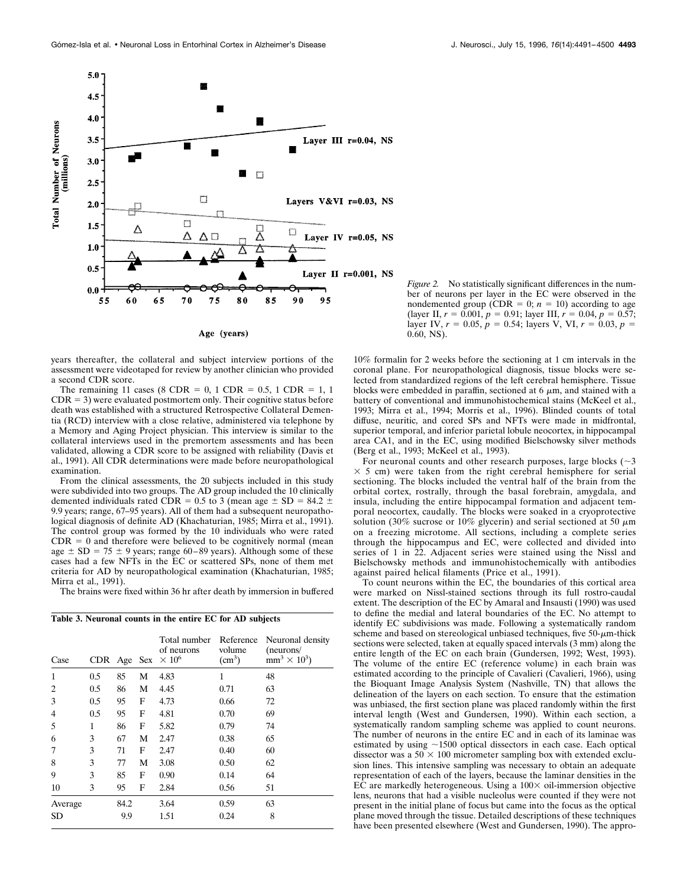*Figure 2.* No statistically significant differences in the number of neurons per layer in the EC were observed in the nondemented group (CDR = 0; $n = 10$) according to age (layer II, $r = 0.001$, $p = 0.91$; layer III, $r = 0.04$, $p = 0.57$; layer IV, $r = 0.05$, $p = 0.54$; layers V, VI, $r = 0.03$, $p = 0.60$, NS).

years thereafter, the collateral and subject interview portions of the assessment were videotaped for review by another clinician who provided a second CDR score.

The remaining 11 cases (8 CDR = 0, 1 CDR = 0.5, 1 CDR = 1, 1 CDR = 3) were evaluated postmortem only. Their cognitive status before death was established with a structured Retrospective Collateral Dementia (RCD) interview with a close relative, administered via telephone by a Memory and Aging Project physician. This interview is similar to the collateral interviews used in the premortem assessments and has been validated, allowing a CDR score to be assigned with reliability (Davis et al., 1991). All CDR determinations were made before neuropathological examination.

From the clinical assessments, the 20 subjects included in this study were subdivided into two groups. The AD group included the 10 clinically demented individuals rated CDR = 0.5 to 3 (mean age ± SD = 84.2 ± 9.9 years; range, 67–95 years). All of them had a subsequent neuropathological diagnosis of definite AD (Khachaturian, 1985; Mirra et al., 1991). The control group was formed by the 10 individuals who were rated CDR = 0 and therefore were believed to be cognitively normal (mean age ± SD = 75 ± 9 years; range 60–89 years). Although some of these cases had a few NFTs in the EC or scattered SPs, none of them met criteria for AD by neuropathological examination (Khachaturian, 1985; Mirra et al., 1991).

The brains were fixed within 36 hr after death by immersion in buffered

**Table 3. Neuronal counts in the entire EC for AD subjects**

| Case | CDR | Age | Sex | Total number of neurons $\times 10^6$ | Reference volume ($cm^3$) | Neuronal density (neurons/ $mm^3 \times 10^3$) |
|---|---|---|---|---|---|---|
| 1 | 0.5 | 85 | M | 4.83 | 1 | 48 |
| 2 | 0.5 | 86 | M | 4.45 | 0.71 | 63 |
| 3 | 0.5 | 95 | F | 4.73 | 0.66 | 72 |
| 4 | 0.5 | 95 | F | 4.81 | 0.70 | 69 |
| 5 | 1 | 86 | F | 5.82 | 0.79 | 74 |
| 6 | 3 | 67 | M | 2.47 | 0.38 | 65 |
| 7 | 3 | 71 | F | 2.47 | 0.40 | 60 |
| 8 | 3 | 77 | M | 3.08 | 0.50 | 62 |
| 9 | 3 | 85 | F | 0.90 | 0.14 | 64 |
| 10 | 3 | 95 | F | 2.84 | 0.56 | 51 |
| Average | | 84.2 | | 3.64 | 0.59 | 63 |
| SD | | 9.9 | | 1.51 | 0.24 | 8 |

10% formalin for 2 weeks before the sectioning at 1 cm intervals in the coronal plane. For neuropathological diagnosis, tissue blocks were selected from standardized regions of the left cerebral hemisphere. Tissue blocks were embedded in paraffin, sectioned at 6 μm, and stained with a battery of conventional and immunohistochemical stains (McKeel et al., 1993; Mirra et al., 1994; Morris et al., 1996). Blinded counts of total diffuse, neuritic, and cored SPs and NFTs were made in midfrontal, superior temporal, and inferior parietal lobule neocortex, in hippocampal area CA1, and in the EC, using modified Bielschowsky silver methods (Berg et al., 1993; McKeel et al., 1993).

For neuronal counts and other research purposes, large blocks (~3 × 5 cm) were taken from the right cerebral hemisphere for serial sectioning. The blocks included the ventral half of the brain from the orbital cortex, rostrally, through the basal forebrain, amygdala, and insula, including the entire hippocampal formation and adjacent temporal neocortex, caudally. The blocks were soaked in a cryoprotective solution (30% sucrose or 10% glycerin) and serial sectioned at 50 μm on a freezing microtome. All sections, including a complete series through the hippocampus and EC, were collected and divided into series of 1 in 22. Adjacent series were stained using the Nissl and Bielschowsky methods and immunohistochemically with antibodies against paired helical filaments (Price et al., 1991).

To count neurons within the EC, the boundaries of this cortical area were marked on Nissl-stained sections through its full rostro-caudal extent. The description of the EC by Amaral and Insausti (1990) was used to define the medial and lateral boundaries of the EC. No attempt to identify EC subdivisions was made. Following a systematically random scheme and based on stereological unbiased techniques, five 50-μm-thick sections were selected, taken at equally spaced intervals (3 mm) along the entire length of the EC on each brain (Gundersen, 1992; West, 1993). The volume of the entire EC (reference volume) in each brain was estimated according to the principle of Cavalieri (Cavalieri, 1966), using the Bioquant Image Analysis System (Nashville, TN) that allows the delineation of the layers on each section. To ensure that the estimation was unbiased, the first section plane was placed randomly within the first interval length (West and Gundersen, 1990). Within each section, a systematically random sampling scheme was applied to count neurons. The number of neurons in the entire EC and in each of its laminae was estimated by using ~1500 optical dissectors in each case. Each optical dissector was a 50 × 100 micrometer sampling box with extended exclusion lines. This intensive sampling was necessary to obtain an adequate representation of each of the layers, because the laminar densities in the EC are markedly heterogeneous. Using a 100× oil-immersion objective lens, neurons that had a visible nucleolus were counted if they were not present in the initial plane of focus but came into the focus as the optical plane moved through the tissue. Detailed descriptions of these techniques have been presented elsewhere (West and Gundersen, 1990). The appro-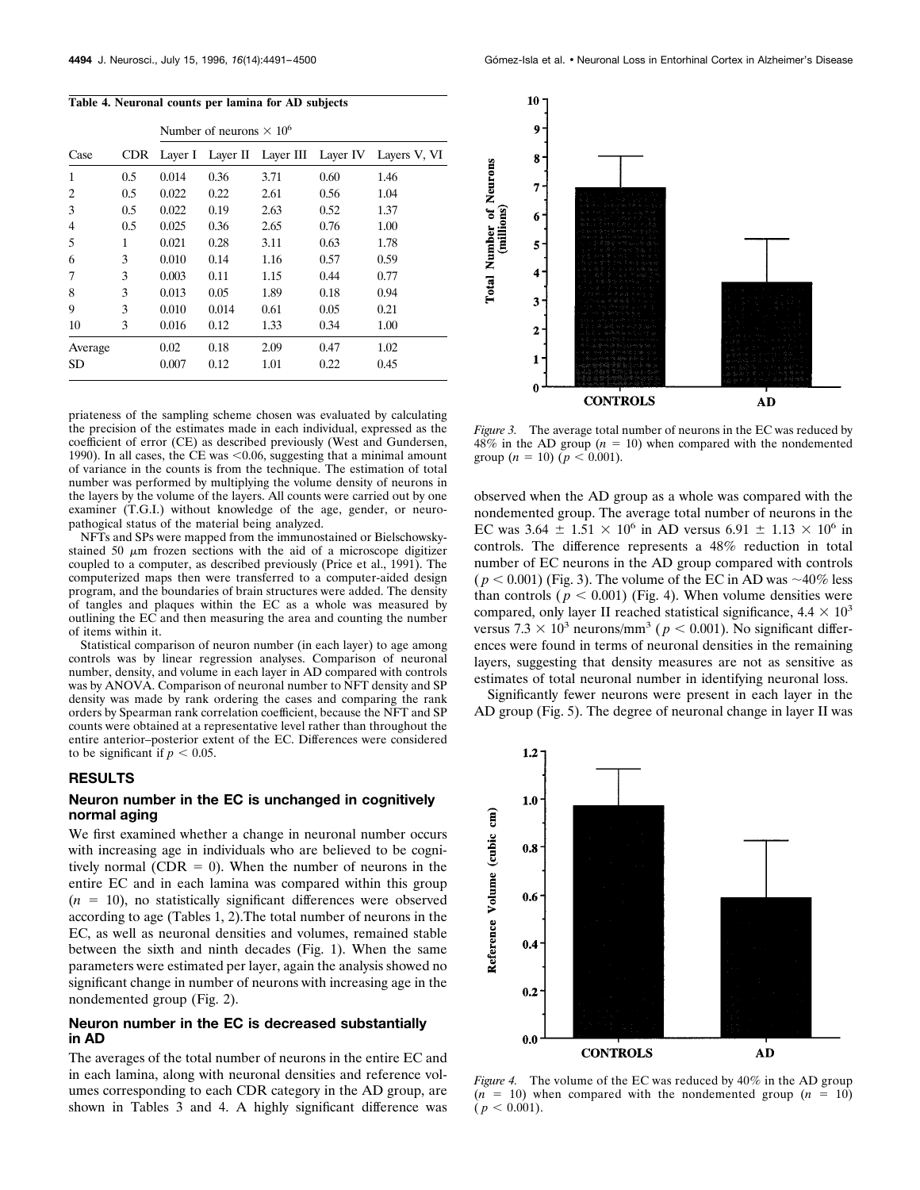**Table 4. Neuronal counts per lamina for AD subjects**

| | | Number of neurons × $10^6$ | | | | |
|---|---|---|---|---|---|---|
| Case | CDR | Layer I | Layer II | Layer III | Layer IV | Layers V, VI |
| 1 | 0.5 | 0.014 | 0.36 | 3.71 | 0.60 | 1.46 |
| 2 | 0.5 | 0.022 | 0.22 | 2.61 | 0.56 | 1.04 |
| 3 | 0.5 | 0.022 | 0.19 | 2.63 | 0.52 | 1.37 |
| 4 | 0.5 | 0.025 | 0.36 | 2.65 | 0.76 | 1.00 |
| 5 | 1 | 0.021 | 0.28 | 3.11 | 0.63 | 1.78 |
| 6 | 3 | 0.010 | 0.14 | 1.16 | 0.57 | 0.59 |
| 7 | 3 | 0.003 | 0.11 | 1.15 | 0.44 | 0.77 |
| 8 | 3 | 0.013 | 0.05 | 1.89 | 0.18 | 0.94 |
| 9 | 3 | 0.010 | 0.014 | 0.61 | 0.05 | 0.21 |
| 10 | 3 | 0.016 | 0.12 | 1.33 | 0.34 | 1.00 |
| Average | | 0.02 | 0.18 | 2.09 | 0.47 | 1.02 |
| SD | | 0.007 | 0.12 | 1.01 | 0.22 | 0.45 |

priateness of the sampling scheme chosen was evaluated by calculating the precision of the estimates made in each individual, expressed as the coefficient of error (CE) as described previously (West and Gundersen, 1990). In all cases, the CE was <0.06, suggesting that a minimal amount of variance in the counts is from the technique. The estimation of total number was performed by multiplying the volume density of neurons in the layers by the volume of the layers. All counts were carried out by one examiner (T.G.I.) without knowledge of the age, gender, or neuropathological status of the material being analyzed.

NFTs and SPs were mapped from the immunostained or Bielschowsky-stained 50 μm frozen sections with the aid of a microscope digitizer coupled to a computer, as described previously (Price et al., 1991). The computerized maps then were transferred to a computer-aided design program, and the boundaries of brain structures were added. The density of tangles and plaques within the EC as a whole was measured by outlining the EC and then measuring the area and counting the number of items within it.

Statistical comparison of neuron number (in each layer) to age among controls was by linear regression analyses. Comparison of neuronal number, density, and volume in each layer in AD compared with controls was by ANOVA. Comparison of neuronal number to NFT density and SP density was made by rank ordering the cases and comparing the rank orders by Spearman rank correlation coefficient, because the NFT and SP counts were obtained at a representative level rather than throughout the entire anterior–posterior extent of the EC. Differences were considered to be significant if $p < 0.05$.

## RESULTS

### Neuron number in the EC is unchanged in cognitively normal aging

We first examined whether a change in neuronal number occurs with increasing age in individuals who are believed to be cognitively normal (CDR = 0). When the number of neurons in the entire EC and in each lamina was compared within this group ($n = 10$), no statistically significant differences were observed according to age (Tables 1, 2). The total number of neurons in the EC, as well as neuronal densities and volumes, remained stable between the sixth and ninth decades (Fig. 1). When the same parameters were estimated per layer, again the analysis showed no significant change in number of neurons with increasing age in the nondemented group (Fig. 2).

### Neuron number in the EC is decreased substantially in AD

The averages of the total number of neurons in the entire EC and in each lamina, along with neuronal densities and reference volumes corresponding to each CDR category in the AD group, are shown in Tables 3 and 4. A highly significant difference was observed when the AD group as a whole was compared with the nondemented group. The average total number of neurons in the EC was $3.64 \pm 1.51 \times 10^6$ in AD versus $6.91 \pm 1.13 \times 10^6$ in controls. The difference represents a 48% reduction in total number of EC neurons in the AD group compared with controls ($p < 0.001$) (Fig. 3). The volume of the EC in AD was ~40% less than controls ($p < 0.001$) (Fig. 4). When volume densities were compared, only layer II reached statistical significance, $4.4 \times 10^3$ versus $7.3 \times 10^3$ neurons/mm$^3$ ($p < 0.001$). No significant differences were found in terms of neuronal densities in the remaining layers, suggesting that density measures are not as sensitive as estimates of total neuronal number in identifying neuronal loss.

Significantly fewer neurons were present in each layer in the AD group (Fig. 5). The degree of neuronal change in layer II was

*Figure 3.* The average total number of neurons in the EC was reduced by 48% in the AD group ($n = 10$) when compared with the nondemented group ($n = 10$) ($p < 0.001$).

*Figure 4.* The volume of the EC was reduced by 40% in the AD group ($n = 10$) when compared with the nondemented group ($n = 10$) ($p < 0.001$).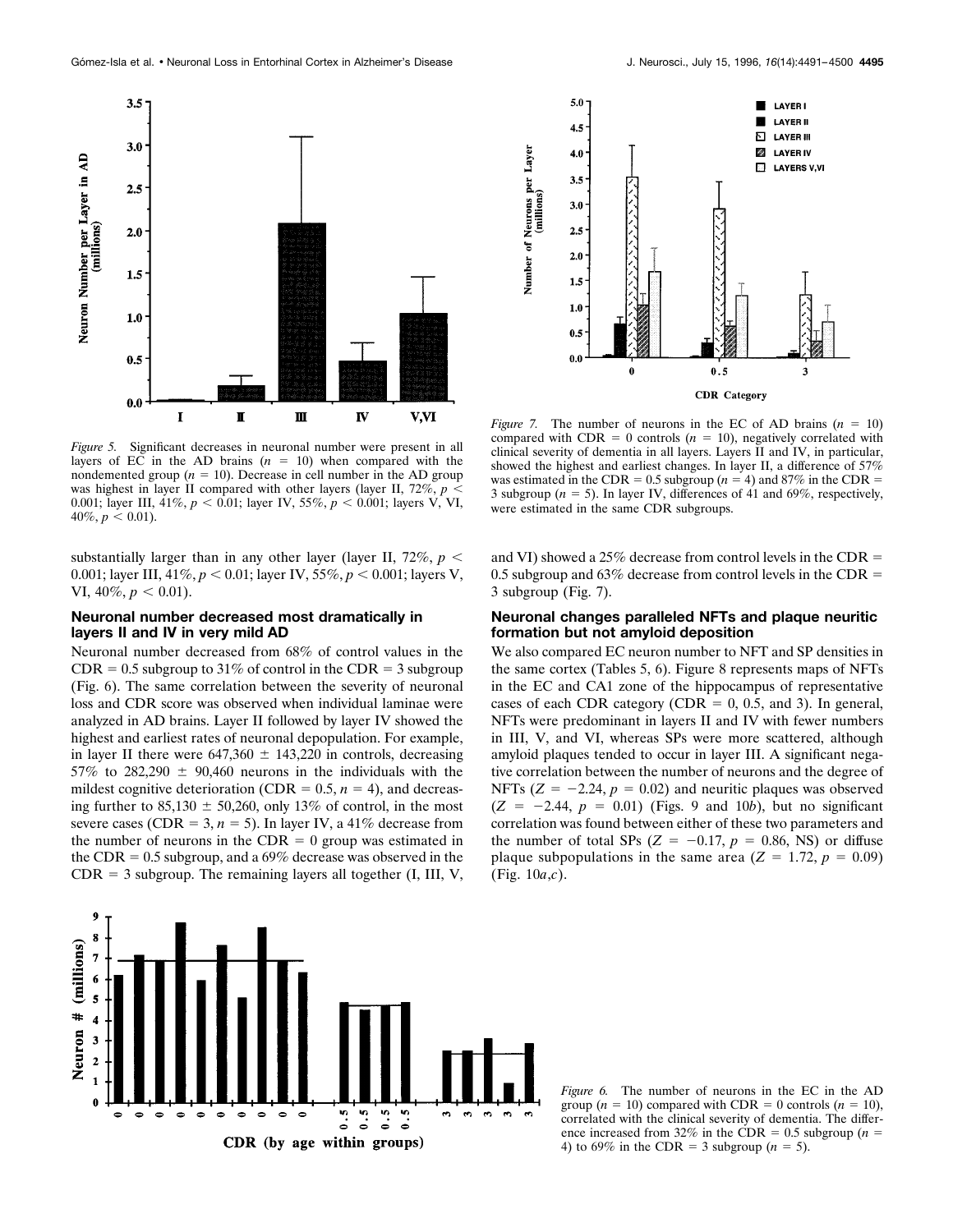*Figure 5.* Significant decreases in neuronal number were present in all layers of EC in the AD brains ($n = 10$) when compared with the nondemented group ($n = 10$). Decrease in cell number in the AD group was highest in layer II compared with other layers (layer II, 72%, $p < 0.001$; layer III, 41%, $p < 0.01$; layer IV, 55%, $p < 0.001$; layers V, VI, 40%, $p < 0.01$).

*Figure 7.* The number of neurons in the EC of AD brains ($n = 10$) compared with CDR = 0 controls ($n = 10$), negatively correlated with clinical severity of dementia in all layers. Layers II and IV, in particular, showed the highest and earliest changes. In layer II, a difference of 57% was estimated in the CDR = 0.5 subgroup ($n = 4$) and 87% in the CDR = 3 subgroup ($n = 5$). In layer IV, differences of 41 and 69%, respectively, were estimated in the same CDR subgroups.

substantially larger than in any other layer (layer II, 72%, $p < 0.001$; layer III, 41%, $p < 0.01$; layer IV, 55%, $p < 0.001$; layers V, VI, 40%, $p < 0.01$).

### Neuronal number decreased most dramatically in layers II and IV in very mild AD

Neuronal number decreased from 68% of control values in the CDR = 0.5 subgroup to 31% of control in the CDR = 3 subgroup (Fig. 6). The same correlation between the severity of neuronal loss and CDR score was observed when individual laminae were analyzed in AD brains. Layer II followed by layer IV showed the highest and earliest rates of neuronal depopulation. For example, in layer II there were 647,360 ± 143,220 in controls, decreasing 57% to 282,290 ± 90,460 neurons in the individuals with the mildest cognitive deterioration (CDR = 0.5, $n = 4$), and decreasing further to 85,130 ± 50,260, only 13% of control, in the most severe cases (CDR = 3, $n = 5$). In layer IV, a 41% decrease from the number of neurons in the CDR = 0 group was estimated in the CDR = 0.5 subgroup, and a 69% decrease was observed in the CDR = 3 subgroup. The remaining layers all together (I, III, V, and VI) showed a 25% decrease from control levels in the CDR = 0.5 subgroup and 63% decrease from control levels in the CDR = 3 subgroup (Fig. 7).

### Neuronal changes paralleled NFTs and plaque neuritic formation but not amyloid deposition

We also compared EC neuron number to NFT and SP densities in the same cortex (Tables 5, 6). Figure 8 represents maps of NFTs in the EC and CA1 zone of the hippocampus of representative cases of each CDR category (CDR = 0, 0.5, and 3). In general, NFTs were predominant in layers II and IV with fewer numbers in III, V, and VI, whereas SPs were more scattered, although amyloid plaques tended to occur in layer III. A significant negative correlation between the number of neurons and the degree of NFTs ($Z = -2.24$, $p = 0.02$) and neuritic plaques was observed ($Z = -2.44$, $p = 0.01$) (Figs. 9 and 10*b*), but no significant correlation was found between either of these two parameters and the number of total SPs ($Z = -0.17$, $p = 0.86$, NS) or diffuse plaque subpopulations in the same area ($Z = 1.72$, $p = 0.09$) (Fig. 10*a*,*c*).

*Figure 6.* The number of neurons in the EC in the AD group ($n = 10$) compared with CDR = 0 controls ($n = 10$), correlated with the clinical severity of dementia. The difference increased from 32% in the CDR = 0.5 subgroup ($n = 4$) to 69% in the CDR = 3 subgroup ($n = 5$).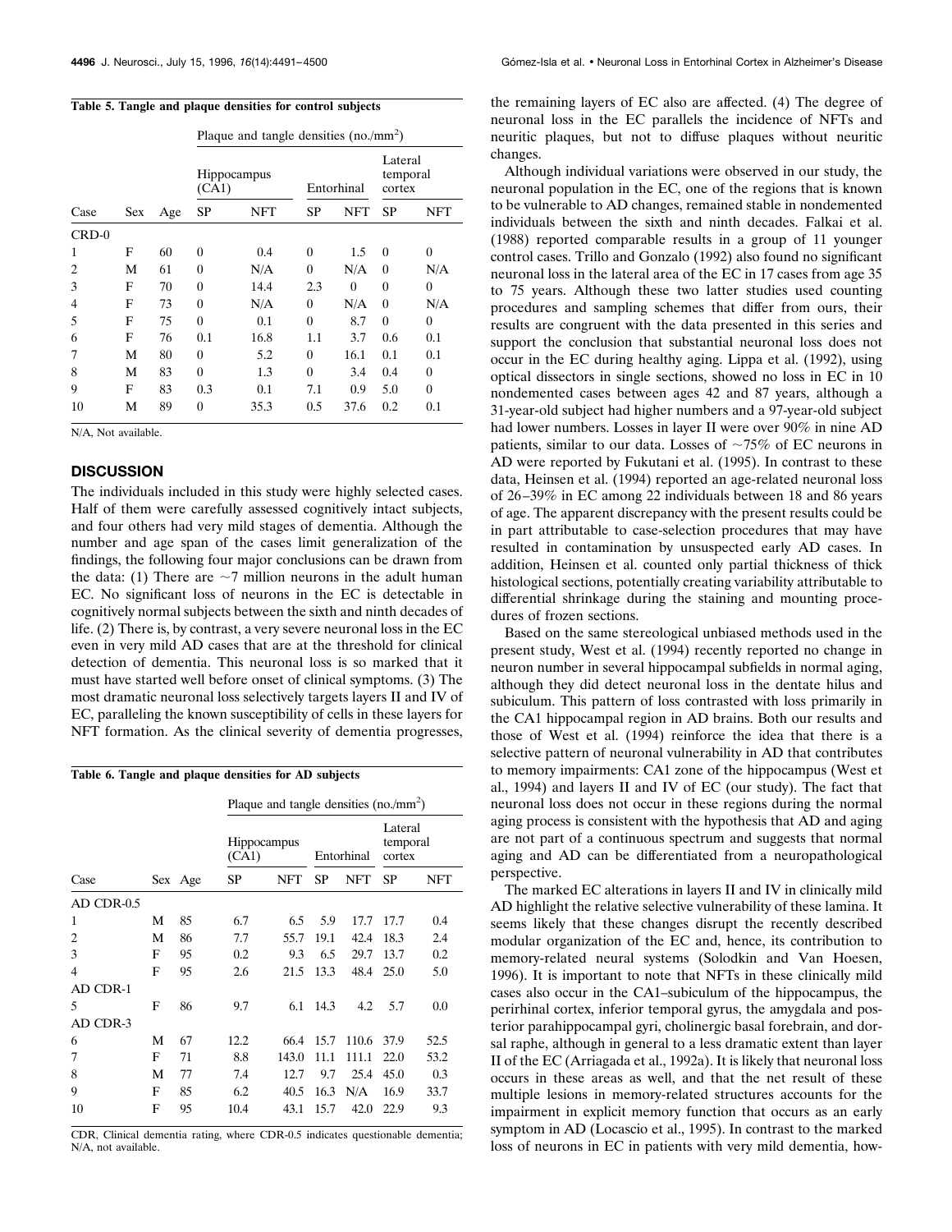**Table 5. Tangle and plaque densities for control subjects**

| | | | Plaque and tangle densities (no./mm$^2$) | | | | | |
|---|---|---|---|---|---|---|---|---|
| | | | Hippocampus (CA1) | | Entorhinal | | Lateral temporal cortex | |
| Case | Sex | Age | SP | NFT | SP | NFT | SP | NFT |
| CRD-0 | | | | | | | | |
| 1 | F | 60 | 0 | 0.4 | 0 | 1.5 | 0 | 0 |
| 2 | M | 61 | 0 | N/A | 0 | N/A | 0 | N/A |
| 3 | F | 70 | 0 | 14.4 | 2.3 | 0 | 0 | 0 |
| 4 | F | 73 | 0 | N/A | 0 | N/A | 0 | N/A |
| 5 | F | 75 | 0 | 0.1 | 0 | 8.7 | 0 | 0 |
| 6 | F | 76 | 0.1 | 16.8 | 1.1 | 3.7 | 0.6 | 0.1 |
| 7 | M | 80 | 0 | 5.2 | 0 | 16.1 | 0.1 | 0.1 |
| 8 | M | 83 | 0 | 1.3 | 0 | 3.4 | 0.4 | 0 |
| 9 | F | 83 | 0.3 | 0.1 | 7.1 | 0.9 | 5.0 | 0 |
| 10 | M | 89 | 0 | 35.3 | 0.5 | 37.6 | 0.2 | 0.1 |

N/A, Not available.

## DISCUSSION

The individuals included in this study were highly selected cases. Half of them were carefully assessed cognitively intact subjects, and four others had very mild stages of dementia. Although the number and age span of the cases limit generalization of the findings, the following four major conclusions can be drawn from the data: (1) There are ~7 million neurons in the adult human EC. No significant loss of neurons in the EC is detectable in cognitively normal subjects between the sixth and ninth decades of life. (2) There is, by contrast, a very severe neuronal loss in the EC even in very mild AD cases that are at the threshold for clinical detection of dementia. This neuronal loss is so marked that it must have started well before onset of clinical symptoms. (3) The most dramatic neuronal loss selectively targets layers II and IV of EC, paralleling the known susceptibility of cells in these layers for NFT formation. As the clinical severity of dementia progresses, the remaining layers of EC also are affected. (4) The degree of neuronal loss in the EC parallels the incidence of NFTs and neuritic plaques, but not to diffuse plaques without neuritic changes.

**Table 6. Tangle and plaque densities for AD subjects**

| | | | Plaque and tangle densities (no./mm$^2$) | | | | | |
|---|---|---|---|---|---|---|---|---|
| | | | Hippocampus (CA1) | | Entorhinal | | Lateral temporal cortex | |
| Case | Sex | Age | SP | NFT | SP | NFT | SP | NFT |
| AD CDR-0.5 | | | | | | | | |
| 1 | M | 85 | 6.7 | 6.5 | 5.9 | 17.7 | 17.7 | 0.4 |
| 2 | M | 86 | 7.7 | 55.7 | 19.1 | 42.4 | 18.3 | 2.4 |
| 3 | F | 95 | 0.2 | 9.3 | 6.5 | 29.7 | 13.7 | 0.2 |
| 4 | F | 95 | 2.6 | 21.5 | 13.3 | 48.4 | 25.0 | 5.0 |
| AD CDR-1 | | | | | | | | |
| 5 | F | 86 | 9.7 | 6.1 | 14.3 | 4.2 | 5.7 | 0.0 |
| AD CDR-3 | | | | | | | | |
| 6 | M | 67 | 12.2 | 66.4 | 15.7 | 110.6 | 37.9 | 52.5 |
| 7 | F | 71 | 8.8 | 143.0 | 11.1 | 111.1 | 22.0 | 53.2 |
| 8 | M | 77 | 7.4 | 12.7 | 9.7 | 25.4 | 45.0 | 0.3 |
| 9 | F | 85 | 6.2 | 40.5 | 16.3 | N/A | 16.9 | 33.7 |
| 10 | F | 95 | 10.4 | 43.1 | 15.7 | 42.0 | 22.9 | 9.3 |

CDR, Clinical dementia rating, where CDR-0.5 indicates questionable dementia; N/A, not available.

Although individual variations were observed in our study, the neuronal population in the EC, one of the regions that is known to be vulnerable to AD changes, remained stable in nondemented individuals between the sixth and ninth decades. Falkai et al. (1988) reported comparable results in a group of 11 younger control cases. Trillo and Gonzalo (1992) also found no significant neuronal loss in the lateral area of the EC in 17 cases from age 35 to 75 years. Although these two latter studies used counting procedures and sampling schemes that differ from ours, their results are congruent with the data presented in this series and support the conclusion that substantial neuronal loss does not occur in the EC during healthy aging. Lippa et al. (1992), using optical dissectors in single sections, showed no loss in EC in 10 nondemented cases between ages 42 and 87 years, although a 31-year-old subject had higher numbers and a 97-year-old subject had lower numbers. Losses in layer II were over 90% in nine AD patients, similar to our data. Losses of ~75% of EC neurons in AD were reported by Fukutani et al. (1995). In contrast to these data, Heinsen et al. (1994) reported an age-related neuronal loss of 26–39% in EC among 22 individuals between 18 and 86 years of age. The apparent discrepancy with the present results could be in part attributable to case-selection procedures that may have resulted in contamination by unsuspected early AD cases. In addition, Heinsen et al. counted only partial thickness of thick histological sections, potentially creating variability attributable to differential shrinkage during the staining and mounting procedures of frozen sections.

Based on the same stereological unbiased methods used in the present study, West et al. (1994) recently reported no change in neuron number in several hippocampal subfields in normal aging, although they did detect neuronal loss in the dentate hilus and subiculum. This pattern of loss contrasted with loss primarily in the CA1 hippocampal region in AD brains. Both our results and those of West et al. (1994) reinforce the idea that there is a selective pattern of neuronal vulnerability in AD that contributes to memory impairments: CA1 zone of the hippocampus (West et al., 1994) and layers II and IV of EC (our study). The fact that neuronal loss does not occur in these regions during the normal aging process is consistent with the hypothesis that AD and aging are not part of a continuous spectrum and suggests that normal aging and AD can be differentiated from a neuropathological perspective.

The marked EC alterations in layers II and IV in clinically mild AD highlight the relative selective vulnerability of these lamina. It seems likely that these changes disrupt the recently described modular organization of the EC and, hence, its contribution to memory-related neural systems (Solodkin and Van Hoesen, 1996). It is important to note that NFTs in these clinically mild cases also occur in the CA1–subiculum of the hippocampus, the perirhinal cortex, inferior temporal gyrus, the amygdala and posterior parahippocampal gyri, cholinergic basal forebrain, and dorsal raphe, although in general to a less dramatic extent than layer II of the EC (Arriagada et al., 1992a). It is likely that neuronal loss occurs in these areas as well, and that the net result of these multiple lesions in memory-related structures accounts for the impairment in explicit memory function that occurs as an early symptom in AD (Locascio et al., 1995). In contrast to the marked loss of neurons in EC in patients with very mild dementia, how-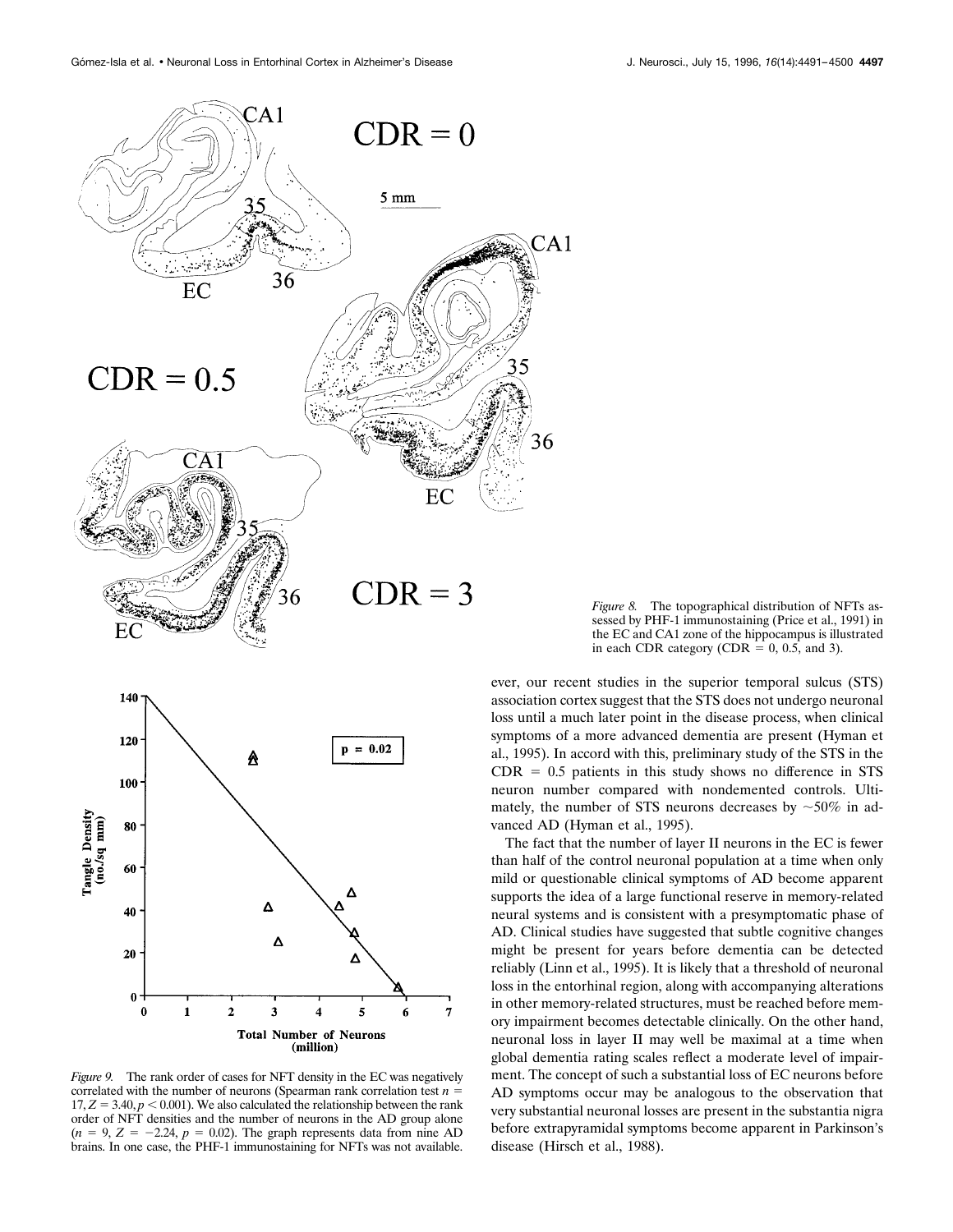*Figure 8.* The topographical distribution of NFTs assessed by PHF-1 immunostaining (Price et al., 1991) in the EC and CA1 zone of the hippocampus is illustrated in each CDR category (CDR = 0, 0.5, and 3).

*Figure 9.* The rank order of cases for NFT density in the EC was negatively correlated with the number of neurons (Spearman rank correlation test $n = 17$, $Z = 3.40$, $p < 0.001$). We also calculated the relationship between the rank order of NFT densities and the number of neurons in the AD group alone ($n = 9$, $Z = -2.24$, $p = 0.02$). The graph represents data from nine AD brains. In one case, the PHF-1 immunostaining for NFTs was not available.

ever, our recent studies in the superior temporal sulcus (STS) association cortex suggest that the STS does not undergo neuronal loss until a much later point in the disease process, when clinical symptoms of a more advanced dementia are present (Hyman et al., 1995). In accord with this, preliminary study of the STS in the CDR = 0.5 patients in this study shows no difference in STS neuron number compared with nondemented controls. Ultimately, the number of STS neurons decreases by ~50% in advanced AD (Hyman et al., 1995).

The fact that the number of layer II neurons in the EC is fewer than half of the control neuronal population at a time when only mild or questionable clinical symptoms of AD become apparent supports the idea of a large functional reserve in memory-related neural systems and is consistent with a presymptomatic phase of AD. Clinical studies have suggested that subtle cognitive changes might be present for years before dementia can be detected reliably (Linn et al., 1995). It is likely that a threshold of neuronal loss in the entorhinal region, along with accompanying alterations in other memory-related structures, must be reached before memory impairment becomes detectable clinically. On the other hand, neuronal loss in layer II may well be maximal at a time when global dementia rating scales reflect a moderate level of impairment. The concept of such a substantial loss of EC neurons before AD symptoms occur may be analogous to the observation that very substantial neuronal losses are present in the substantia nigra before extrapyramidal symptoms become apparent in Parkinson's disease (Hirsch et al., 1988).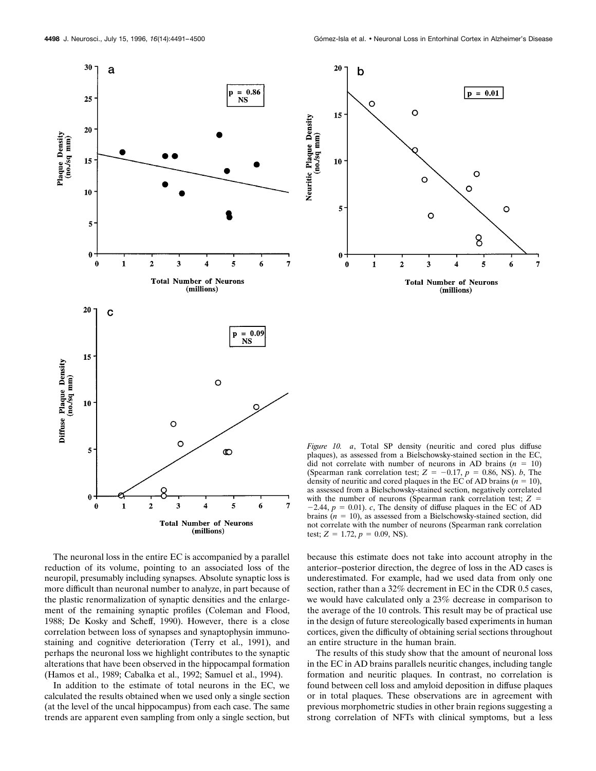*Figure 10.* *a*, Total SP density (neuritic and cored plus diffuse plaques), as assessed from a Bielschowsky-stained section in the EC, did not correlate with number of neurons in AD brains ($n = 10$) (Spearman rank correlation test; $Z = -0.17$, $p = 0.86$, NS). *b*, The density of neuritic and cored plaques in the EC of AD brains ($n = 10$), as assessed from a Bielschowsky-stained section, negatively correlated with the number of neurons (Spearman rank correlation test; $Z = -2.44$, $p = 0.01$). *c*, The density of diffuse plaques in the EC of AD brains ($n = 10$), as assessed from a Bielschowsky-stained section, did not correlate with the number of neurons (Spearman rank correlation test; $Z = 1.72$, $p = 0.09$, NS).

The neuronal loss in the entire EC is accompanied by a parallel reduction of its volume, pointing to an associated loss of the neuropil, presumably including synapses. Absolute synaptic loss is more difficult than neuronal number to analyze, in part because of the plastic renormalization of synaptic densities and the enlargement of the remaining synaptic profiles (Coleman and Flood, 1988; De Kosky and Scheff, 1990). However, there is a close correlation between loss of synapses and synaptophysin immunostaining and cognitive deterioration (Terry et al., 1991), and perhaps the neuronal loss we highlight contributes to the synaptic alterations that have been observed in the hippocampal formation (Hamos et al., 1989; Cabalka et al., 1992; Samuel et al., 1994).

In addition to the estimate of total neurons in the EC, we calculated the results obtained when we used only a single section (at the level of the uncal hippocampus) from each case. The same trends are apparent even sampling from only a single section, but because this estimate does not take into account atrophy in the anterior–posterior direction, the degree of loss in the AD cases is underestimated. For example, had we used data from only one section, rather than a 32% decrement in EC in the CDR 0.5 cases, we would have calculated only a 23% decrease in comparison to the average of the 10 controls. This result may be of practical use in the design of future stereologically based experiments in human cortices, given the difficulty of obtaining serial sections throughout an entire structure in the human brain.

The results of this study show that the amount of neuronal loss in the EC in AD brains parallels neuritic changes, including tangle formation and neuritic plaques. In contrast, no correlation is found between cell loss and amyloid deposition in diffuse plaques or in total plaques. These observations are in agreement with previous morphometric studies in other brain regions suggesting a strong correlation of NFTs with clinical symptoms, but a less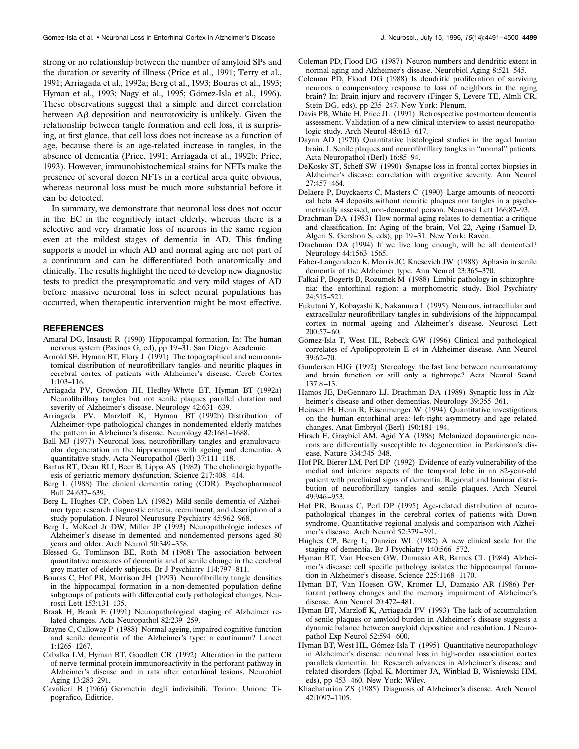strong or no relationship between the number of amyloid SPs and the duration or severity of illness (Price et al., 1991; Terry et al., 1991; Arriagada et al., 1992a; Berg et al., 1993; Bouras et al., 1993; Hyman et al., 1993; Nagy et al., 1995; Gómez-Isla et al., 1996). These observations suggest that a simple and direct correlation between Aβ deposition and neurotoxicity is unlikely. Given the relationship between tangle formation and cell loss, it is surprising, at first glance, that cell loss does not increase as a function of age, because there is an age-related increase in tangles, in the absence of dementia (Price, 1991; Arriagada et al., 1992b; Price, 1993). However, immunohistochemical stains for NFTs make the presence of several dozen NFTs in a cortical area quite obvious, whereas neuronal loss must be much more substantial before it can be detected.

In summary, we demonstrate that neuronal loss does not occur in the EC in the cognitively intact elderly, whereas there is a selective and very dramatic loss of neurons in the same region even at the mildest stages of dementia in AD. This finding supports a model in which AD and normal aging are not part of a continuum and can be differentiated both anatomically and clinically. The results highlight the need to develop new diagnostic tests to predict the presymptomatic and very mild stages of AD before massive neuronal loss in select neural populations has occurred, when therapeutic intervention might be most effective.

## REFERENCES

Amaral DG, Insausti R (1990) Hippocampal formation. In: The human nervous system (Paxinos G, ed), pp 19–31. San Diego: Academic.

Arnold SE, Hyman BT, Flory J (1991) The topographical and neuroanatomical distribution of neurofibrillary tangles and neuritic plaques in cerebral cortex of patients with Alzheimer's disease. Cereb Cortex 1:103–116.

Arriagada PV, Growdon JH, Hedley-Whyte ET, Hyman BT (1992a) Neurofibrillary tangles but not senile plaques parallel duration and severity of Alzheimer's disease. Neurology 42:631–639.

Arriagada PV, Marzloff K, Hyman BT (1992b) Distribution of Alzheimer-type pathological changes in nondemented elderly matches the pattern in Alzheimer's disease. Neurology 42:1681–1688.

Ball MJ (1977) Neuronal loss, neurofibrillary tangles and granulovacuolar degeneration in the hippocampus with ageing and dementia. A quantitative study. Acta Neuropathol (Berl) 37:111–118.

Bartus RT, Dean RLI, Beer B, Lippa AS (1982) The cholinergic hypothesis of geriatric memory dysfunction. Science 217:408–414.

Berg L (1988) The clinical dementia rating (CDR). Psychopharmacol Bull 24:637–639.

Berg L, Hughes CP, Coben LA (1982) Mild senile dementia of Alzheimer type: research diagnostic criteria, recruitment, and description of a study population. J Neurol Neurosurg Psychiatry 45:962–968.

Berg L, McKeel Jr DW, Miller JP (1993) Neuropathologic indexes of Alzheimer's disease in demented and nondemented persons aged 80 years and older. Arch Neurol 50:349–358.

Blessed G, Tomlinson BE, Roth M (1968) The association between quantitative measures of dementia and of senile change in the cerebral grey matter of elderly subjects. Br J Psychiatry 114:797–811.

Bouras C, Hof PR, Morrison JH (1993) Neurofibrillary tangle densities in the hippocampal formation in a non-demented population define subgroups of patients with differential early pathological changes. Neurosci Lett 153:131–135.

Braak H, Braak E (1991) Neuropathological staging of Alzheimer related changes. Acta Neuropathol 82:239–259.

Brayne C, Calloway P (1988) Normal ageing, impaired cognitive function and senile dementia of the Alzheimer's type: a continuum? Lancet 1:1265–1267.

Cabalka LM, Hyman BT, Goodlett CR (1992) Alteration in the pattern of nerve terminal protein immunoreactivity in the perforant pathway in Alzheimer's disease and in rats after entorhinal lesions. Neurobiol Aging 13:283–291.

Cavalieri B (1966) Geometria degli indivisibili. Torino: Unione Tipografico, Editrice.

Coleman PD, Flood DG (1987) Neuron numbers and dendritic extent in normal aging and Alzheimer's disease. Neurobiol Aging 8:521–545.

Coleman PD, Flood DG (1988) Is dendritic proliferation of surviving neurons a compensatory response to loss of neighbors in the aging brain? In: Brain injury and recovery (Finger S, Levere TE, Almli CR, Stein DG, eds), pp 235–247. New York: Plenum.

Davis PB, White H, Price JL (1991) Retrospective postmortem dementia assessment. Validation of a new clinical interview to assist neuropathologic study. Arch Neurol 48:613–617.

Dayan AD (1970) Quantitative histological studies in the aged human brain. I. Senile plaques and neurofibrillary tangles in "normal" patients. Acta Neuropathol (Berl) 16:85–94.

DeKosky ST, Scheff SW (1990) Synapse loss in frontal cortex biopsies in Alzheimer's disease: correlation with cognitive severity. Ann Neurol 27:457–464.

Delaere P, Duyckaerts C, Masters C (1990) Large amounts of neocortical beta A4 deposits without neuritic plaques nor tangles in a psychometrically assessed, non-demented person. Neurosci Lett 166:87–93.

Drachman DA (1983) How normal aging relates to dementia: a critique and classification. In: Aging of the brain, Vol 22, Aging (Samuel D, Algeri S, Gershon S, eds), pp 19–31. New York: Raven.

Drachman DA (1994) If we live long enough, will be all demented? Neurology 44:1563–1565.

Faber-Langendoen K, Morris JC, Knesevich JW (1988) Aphasia in senile dementia of the Alzheimer type. Ann Neurol 23:365–370.

Falkai P, Bogerts B, Rozumek M (1988) Limbic pathology in schizophrenia: the entorhinal region: a morphometric study. Biol Psychiatry 24:515–521.

Fukutani Y, Kobayashi K, Nakamura I (1995) Neurons, intracellular and extracellular neurofibrillary tangles in subdivisions of the hippocampal cortex in normal ageing and Alzheimer's disease. Neurosci Lett 200:57–60.

Gómez-Isla T, West HL, Rebeck GW (1996) Clinical and pathological correlates of Apolipoprotein E ε4 in Alzheimer disease. Ann Neurol 39:62–70.

Gundersen HJG (1992) Stereology: the fast lane between neuroanatomy and brain function or still only a tightrope? Acta Neurol Scand 137:8–13.

Hamos JE, DeGennaro LJ, Drachman DA (1989) Synaptic loss in Alzheimer's disease and other dementias. Neurology 39:355–361.

Heinsen H, Henn R, Eisenmenger W (1994) Quantitative investigations on the human entorhinal area: left-right asymmetry and age related changes. Anat Embryol (Berl) 190:181–194.

Hirsch E, Graybiel AM, Agid YA (1988) Melanized dopaminergic neurons are differentially susceptible to degeneration in Parkinson's disease. Nature 334:345–348.

Hof PR, Bierer LM, Perl DP (1992) Evidence of early vulnerability of the medial and inferior aspects of the temporal lobe in an 82-year-old patient with preclinical signs of dementia. Regional and laminar distribution of neurofibrillary tangles and senile plaques. Arch Neurol 49:946–953.

Hof PR, Bouras C, Perl DP (1995) Age-related distribution of neuropathological changes in the cerebral cortex of patients with Down syndrome. Quantitative regional analysis and comparison with Alzheimer's disease. Arch Neurol 52:379–391.

Hughes CP, Berg L, Danzier WL (1982) A new clinical scale for the staging of dementia. Br J Psychiatry 140:566–572.

Hyman BT, Van Hoesen GW, Damasio AR, Barnes CL (1984) Alzheimer's disease: cell specific pathology isolates the hippocampal formation in Alzheimer's disease. Science 225:1168–1170.

Hyman BT, Van Hoesen GW, Kromer LJ, Damasio AR (1986) Perforant pathway changes and the memory impairment of Alzheimer's disease. Ann Neurol 20:472–481.

Hyman BT, Marzloff K, Arriagada PV (1993) The lack of accumulation of senile plaques or amyloid burden in Alzheimer's disease suggests a dynamic balance between amyloid deposition and resolution. J Neuropathol Exp Neurol 52:594–600.

Hyman BT, West HL, Gómez-Isla T (1995) Quantitative neuropathology in Alzheimer's disease: neuronal loss in high-order association cortex parallels dementia. In: Research advances in Alzheimer's disease and related disorders (Iqbal K, Mortimer JA, Winblad B, Wisniewski HM, eds), pp 453–460. New York: Wiley.

Khachaturian ZS (1985) Diagnosis of Alzheimer's disease. Arch Neurol 42:1097–1105.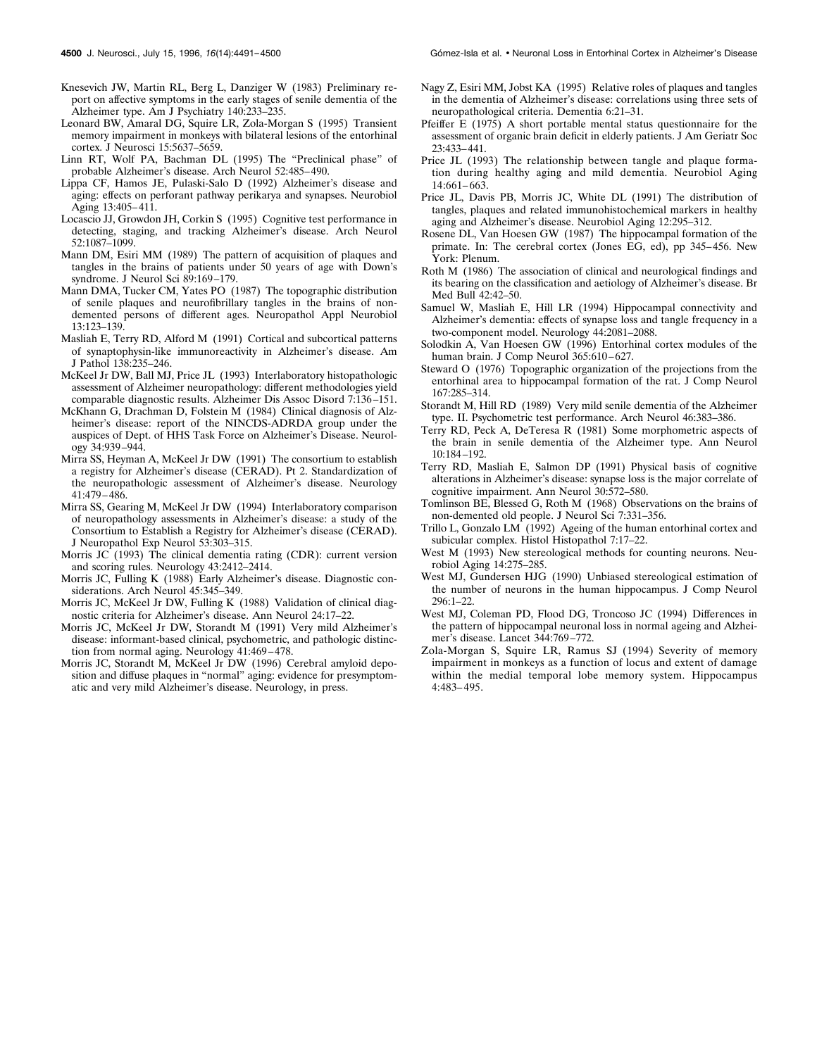Knesevich JW, Martin RL, Berg L, Danziger W (1983) Preliminary report on affective symptoms in the early stages of senile dementia of the Alzheimer type. Am J Psychiatry 140:233–235.

Leonard BW, Amaral DG, Squire LR, Zola-Morgan S (1995) Transient memory impairment in monkeys with bilateral lesions of the entorhinal cortex. J Neurosci 15:5637–5659.

Linn RT, Wolf PA, Bachman DL (1995) The "Preclinical phase" of probable Alzheimer's disease. Arch Neurol 52:485–490.

Lippa CF, Hamos JE, Pulaski-Salo D (1992) Alzheimer's disease and aging: effects on perforant pathway perikarya and synapses. Neurobiol Aging 13:405–411.

Locascio JJ, Growdon JH, Corkin S (1995) Cognitive test performance in detecting, staging, and tracking Alzheimer's disease. Arch Neurol 52:1087–1099.

Mann DM, Esiri MM (1989) The pattern of acquisition of plaques and tangles in the brains of patients under 50 years of age with Down's syndrome. J Neurol Sci 89:169–179.

Mann DMA, Tucker CM, Yates PO (1987) The topographic distribution of senile plaques and neurofibrillary tangles in the brains of non-demented persons of different ages. Neuropathol Appl Neurobiol 13:123–139.

Masliah E, Terry RD, Alford M (1991) Cortical and subcortical patterns of synaptophysin-like immunoreactivity in Alzheimer's disease. Am J Pathol 138:235–246.

McKeel Jr DW, Ball MJ, Price JL (1993) Interlaboratory histopathologic assessment of Alzheimer neuropathology: different methodologies yield comparable diagnostic results. Alzheimer Dis Assoc Disord 7:136–151.

McKhann G, Drachman D, Folstein M (1984) Clinical diagnosis of Alzheimer's disease: report of the NINCDS-ADRDA group under the auspices of Dept. of HHS Task Force on Alzheimer's Disease. Neurology 34:939–944.

Mirra SS, Heyman A, McKeel Jr DW (1991) The consortium to establish a registry for Alzheimer's disease (CERAD). Pt 2. Standardization of the neuropathologic assessment of Alzheimer's disease. Neurology 41:479–486.

Mirra SS, Gearing M, McKeel Jr DW (1994) Interlaboratory comparison of neuropathology assessments in Alzheimer's disease: a study of the Consortium to Establish a Registry for Alzheimer's disease (CERAD). J Neuropathol Exp Neurol 53:303–315.

Morris JC (1993) The clinical dementia rating (CDR): current version and scoring rules. Neurology 43:2412–2414.

Morris JC, Fulling K (1988) Early Alzheimer's disease. Diagnostic considerations. Arch Neurol 45:345–349.

Morris JC, McKeel Jr DW, Fulling K (1988) Validation of clinical diagnostic criteria for Alzheimer's disease. Ann Neurol 24:17–22.

Morris JC, McKeel Jr DW, Storandt M (1991) Very mild Alzheimer's disease: informant-based clinical, psychometric, and pathologic distinction from normal aging. Neurology 41:469–478.

Morris JC, Storandt M, McKeel Jr DW (1996) Cerebral amyloid deposition and diffuse plaques in "normal" aging: evidence for presymptomatic and very mild Alzheimer's disease. Neurology, in press.

Nagy Z, Esiri MM, Jobst KA (1995) Relative roles of plaques and tangles in the dementia of Alzheimer's disease: correlations using three sets of neuropathological criteria. Dementia 6:21–31.

Pfeiffer E (1975) A short portable mental status questionnaire for the assessment of organic brain deficit in elderly patients. J Am Geriatr Soc 23:433–441.

Price JL (1993) The relationship between tangle and plaque formation during healthy aging and mild dementia. Neurobiol Aging 14:661–663.

Price JL, Davis PB, Morris JC, White DL (1991) The distribution of tangles, plaques and related immunohistochemical markers in healthy aging and Alzheimer's disease. Neurobiol Aging 12:295–312.

Rosene DL, Van Hoesen GW (1987) The hippocampal formation of the primate. In: The cerebral cortex (Jones EG, ed), pp 345–456. New York: Plenum.

Roth M (1986) The association of clinical and neurological findings and its bearing on the classification and aetiology of Alzheimer's disease. Br Med Bull 42:42–50.

Samuel W, Masliah E, Hill LR (1994) Hippocampal connectivity and Alzheimer's dementia: effects of synapse loss and tangle frequency in a two-component model. Neurology 44:2081–2088.

Solodkin A, Van Hoesen GW (1996) Entorhinal cortex modules of the human brain. J Comp Neurol 365:610–627.

Steward O (1976) Topographic organization of the projections from the entorhinal area to hippocampal formation of the rat. J Comp Neurol 167:285–314.

Storandt M, Hill RD (1989) Very mild senile dementia of the Alzheimer type. II. Psychometric test performance. Arch Neurol 46:383–386.

Terry RD, Peck A, DeTeresa R (1981) Some morphometric aspects of the brain in senile dementia of the Alzheimer type. Ann Neurol 10:184–192.

Terry RD, Masliah E, Salmon DP (1991) Physical basis of cognitive alterations in Alzheimer's disease: synapse loss is the major correlate of cognitive impairment. Ann Neurol 30:572–580.

Tomlinson BE, Blessed G, Roth M (1968) Observations on the brains of non-demented old people. J Neurol Sci 7:331–356.

Trillo L, Gonzalo LM (1992) Ageing of the human entorhinal cortex and subicular complex. Histol Histopathol 7:17–22.

West M (1993) New stereological methods for counting neurons. Neurobiol Aging 14:275–285.

West MJ, Gundersen HJG (1990) Unbiased stereological estimation of the number of neurons in the human hippocampus. J Comp Neurol 296:1–22.

West MJ, Coleman PD, Flood DG, Troncoso JC (1994) Differences in the pattern of hippocampal neuronal loss in normal ageing and Alzheimer's disease. Lancet 344:769–772.

Zola-Morgan S, Squire LR, Ramus SJ (1994) Severity of memory impairment in monkeys as a function of locus and extent of damage within the medial temporal lobe memory system. Hippocampus 4:483–495.